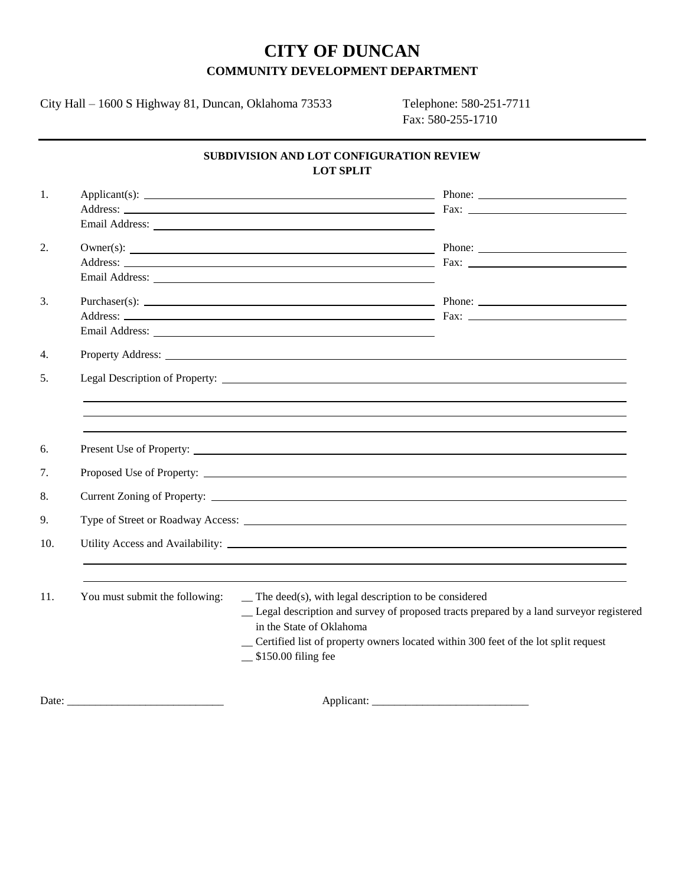# CITY OF DUNCAN

## COMMUNITY DEVELOPMENT DEPARTMENT

City Hall – 1600 S Highway 81, Duncan, Oklahoma 73533

Telephone: 580-251-7711
Fax: 580-255-1710

---

### SUBDIVISION AND LOT CONFIGURATION REVIEW
### LOT SPLIT

1. Applicant(s): ______________________ Phone: ______________________
   Address: ______________________ Fax: ______________________
   Email Address: ______________________

2. Owner(s): ______________________ Phone: ______________________
   Address: ______________________ Fax: ______________________
   Email Address: ______________________

3. Purchaser(s): ______________________ Phone: ______________________
   Address: ______________________ Fax: ______________________
   Email Address: ______________________

4. Property Address: ______________________

5. Legal Description of Property: ______________________
   ______________________
   ______________________
   ______________________

6. Present Use of Property: ______________________

7. Proposed Use of Property: ______________________

8. Current Zoning of Property: ______________________

9. Type of Street or Roadway Access: ______________________

10. Utility Access and Availability: ______________________
    ______________________
    ______________________

11. You must submit the following:
    - __ The deed(s), with legal description to be considered
    - __ Legal description and survey of proposed tracts prepared by a land surveyor registered in the State of Oklahoma
    - __ Certified list of property owners located within 300 feet of the lot split request
    - __ $150.00 filing fee

Date: ____________________________ Applicant: ____________________________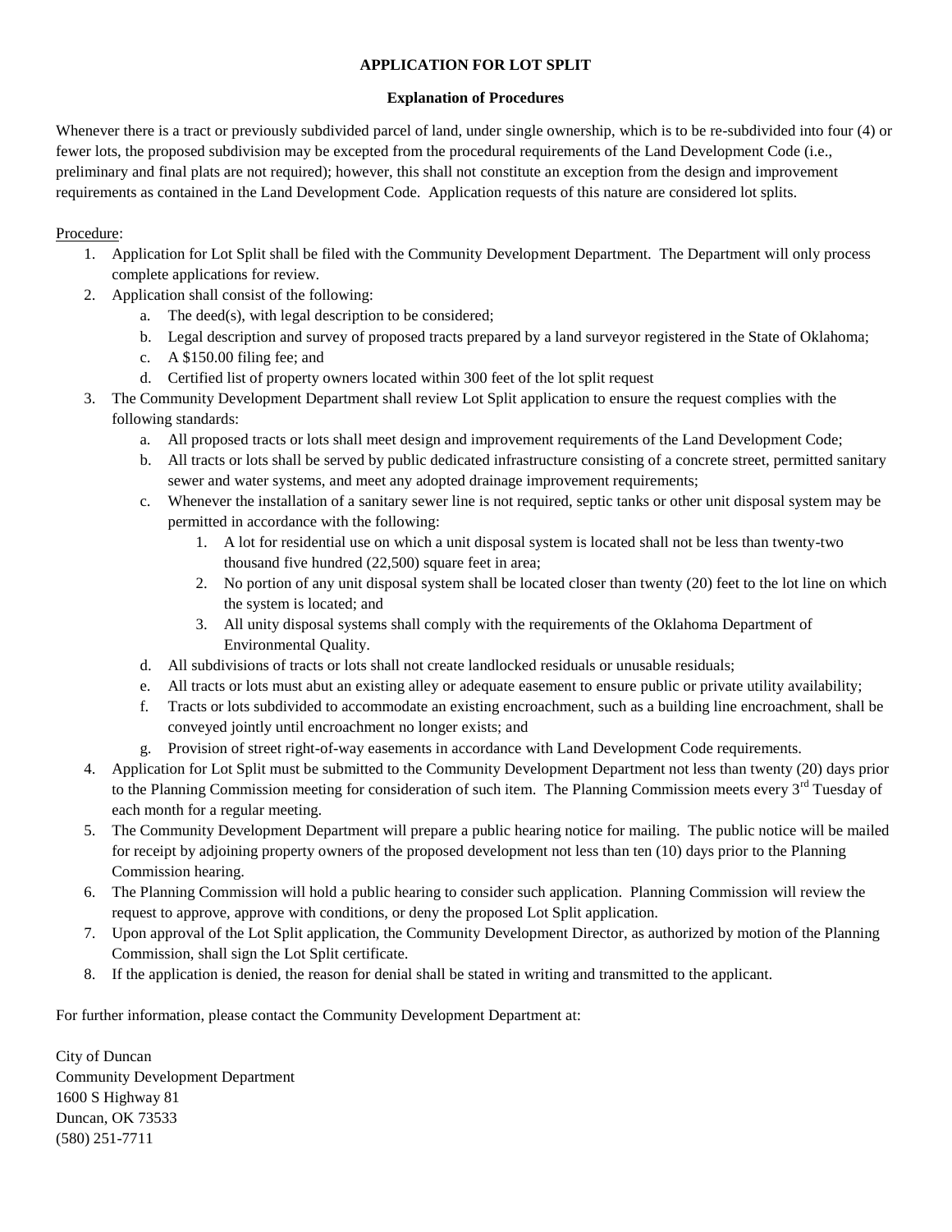**APPLICATION FOR LOT SPLIT**

**Explanation of Procedures**

Whenever there is a tract or previously subdivided parcel of land, under single ownership, which is to be re-subdivided into four (4) or fewer lots, the proposed subdivision may be excepted from the procedural requirements of the Land Development Code (i.e., preliminary and final plats are not required); however, this shall not constitute an exception from the design and improvement requirements as contained in the Land Development Code. Application requests of this nature are considered lot splits.

Procedure:

1. Application for Lot Split shall be filed with the Community Development Department. The Department will only process complete applications for review.
2. Application shall consist of the following:
   a. The deed(s), with legal description to be considered;
   b. Legal description and survey of proposed tracts prepared by a land surveyor registered in the State of Oklahoma;
   c. A $150.00 filing fee; and
   d. Certified list of property owners located within 300 feet of the lot split request
3. The Community Development Department shall review Lot Split application to ensure the request complies with the following standards:
   a. All proposed tracts or lots shall meet design and improvement requirements of the Land Development Code;
   b. All tracts or lots shall be served by public dedicated infrastructure consisting of a concrete street, permitted sanitary sewer and water systems, and meet any adopted drainage improvement requirements;
   c. Whenever the installation of a sanitary sewer line is not required, septic tanks or other unit disposal system may be permitted in accordance with the following:
      1. A lot for residential use on which a unit disposal system is located shall not be less than twenty-two thousand five hundred (22,500) square feet in area;
      2. No portion of any unit disposal system shall be located closer than twenty (20) feet to the lot line on which the system is located; and
      3. All unity disposal systems shall comply with the requirements of the Oklahoma Department of Environmental Quality.
   d. All subdivisions of tracts or lots shall not create landlocked residuals or unusable residuals;
   e. All tracts or lots must abut an existing alley or adequate easement to ensure public or private utility availability;
   f. Tracts or lots subdivided to accommodate an existing encroachment, such as a building line encroachment, shall be conveyed jointly until encroachment no longer exists; and
   g. Provision of street right-of-way easements in accordance with Land Development Code requirements.
4. Application for Lot Split must be submitted to the Community Development Department not less than twenty (20) days prior to the Planning Commission meeting for consideration of such item. The Planning Commission meets every 3rd Tuesday of each month for a regular meeting.
5. The Community Development Department will prepare a public hearing notice for mailing. The public notice will be mailed for receipt by adjoining property owners of the proposed development not less than ten (10) days prior to the Planning Commission hearing.
6. The Planning Commission will hold a public hearing to consider such application. Planning Commission will review the request to approve, approve with conditions, or deny the proposed Lot Split application.
7. Upon approval of the Lot Split application, the Community Development Director, as authorized by motion of the Planning Commission, shall sign the Lot Split certificate.
8. If the application is denied, the reason for denial shall be stated in writing and transmitted to the applicant.

For further information, please contact the Community Development Department at:

City of Duncan
Community Development Department
1600 S Highway 81
Duncan, OK 73533
(580) 251-7711